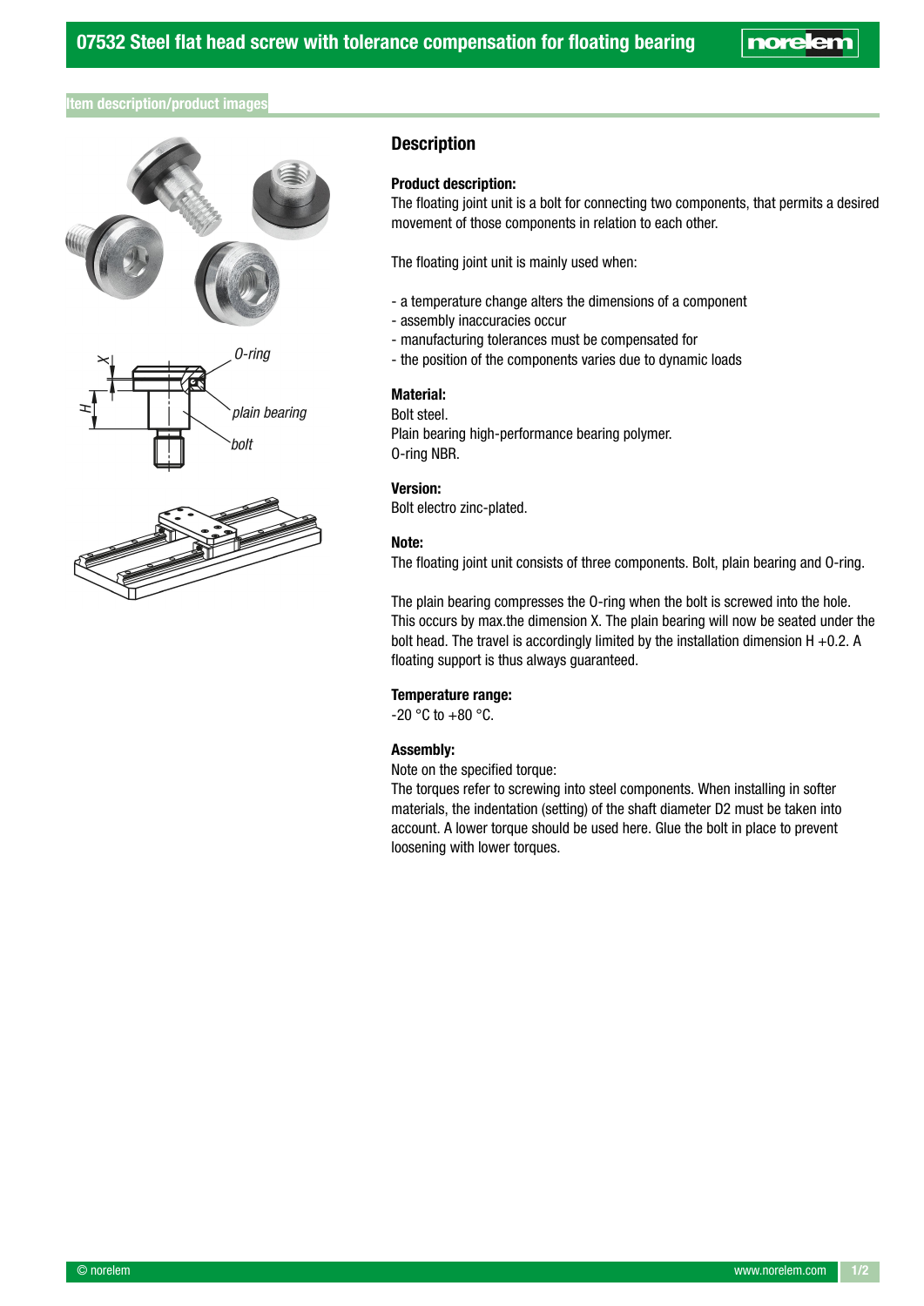# 07532 Steel flat head screw with tolerance compensation for floating bearing

## Item description/product images

O-ring

plain bearing

bolt

## Description

**Product description:**
The floating joint unit is a bolt for connecting two components, that permits a desired movement of those components in relation to each other.

The floating joint unit is mainly used when:

- a temperature change alters the dimensions of a component
- assembly inaccuracies occur
- manufacturing tolerances must be compensated for
- the position of the components varies due to dynamic loads

**Material:**
Bolt steel.
Plain bearing high-performance bearing polymer.
O-ring NBR.

**Version:**
Bolt electro zinc-plated.

**Note:**
The floating joint unit consists of three components. Bolt, plain bearing and O-ring.

The plain bearing compresses the O-ring when the bolt is screwed into the hole. This occurs by max.the dimension X. The plain bearing will now be seated under the bolt head. The travel is accordingly limited by the installation dimension H +0.2. A floating support is thus always guaranteed.

**Temperature range:**
-20 °C to +80 °C.

**Assembly:**
Note on the specified torque:
The torques refer to screwing into steel components. When installing in softer materials, the indentation (setting) of the shaft diameter D2 must be taken into account. A lower torque should be used here. Glue the bolt in place to prevent loosening with lower torques.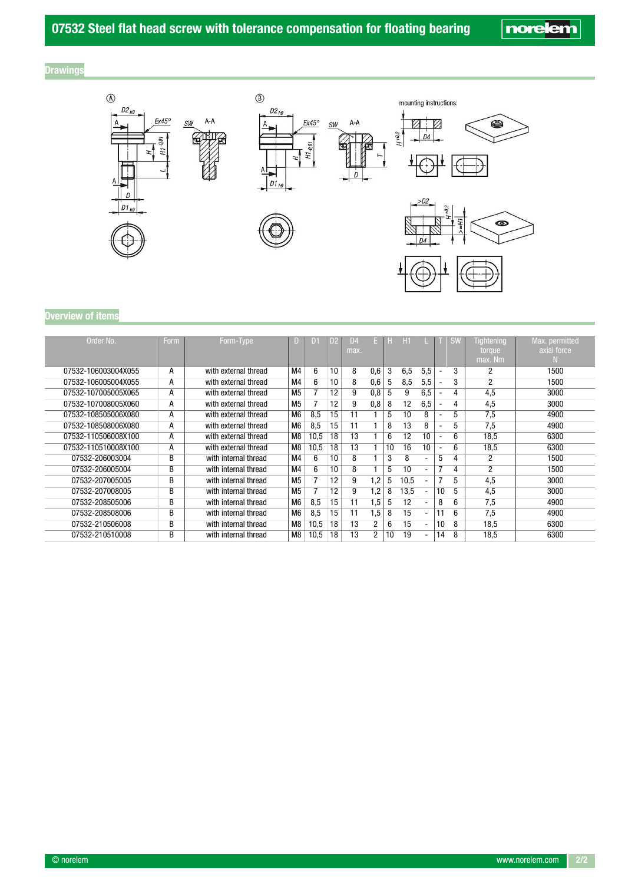# 07532 Steel flat head screw with tolerance compensation for floating bearing

## Drawings

Ⓐ

Ⓑ

mounting instructions:

## Overview of items

| Order No. | Form | Form-Type | D | D1 | D2 | D4 max. | E | H | H1 | L | T | SW | Tightening torque max. Nm | Max. permitted axial force N |
|---|---|---|---|---|---|---|---|---|---|---|---|---|---|---|
| 07532-106003004X055 | A | with external thread | M4 | 6 | 10 | 8 | 0,6 | 3 | 6,5 | 5,5 | - | 3 | 2 | 1500 |
| 07532-106005004X055 | A | with external thread | M4 | 6 | 10 | 8 | 0,6 | 5 | 8,5 | 5,5 | - | 3 | 2 | 1500 |
| 07532-107005005X065 | A | with external thread | M5 | 7 | 12 | 9 | 0,8 | 5 | 9 | 6,5 | - | 4 | 4,5 | 3000 |
| 07532-107008005X060 | A | with external thread | M5 | 7 | 12 | 9 | 0,8 | 8 | 12 | 6,5 | - | 4 | 4,5 | 3000 |
| 07532-108505006X080 | A | with external thread | M6 | 8,5 | 15 | 11 | 1 | 5 | 10 | 8 | - | 5 | 7,5 | 4900 |
| 07532-108508006X080 | A | with external thread | M6 | 8,5 | 15 | 11 | 1 | 8 | 13 | 8 | - | 5 | 7,5 | 4900 |
| 07532-110506008X100 | A | with external thread | M8 | 10,5 | 18 | 13 | 1 | 6 | 12 | 10 | - | 6 | 18,5 | 6300 |
| 07532-110510008X100 | A | with external thread | M8 | 10,5 | 18 | 13 | 1 | 10 | 16 | 10 | - | 6 | 18,5 | 6300 |
| 07532-206003004 | B | with internal thread | M4 | 6 | 10 | 8 | 1 | 3 | 8 | - | 5 | 4 | 2 | 1500 |
| 07532-206005004 | B | with internal thread | M4 | 6 | 10 | 8 | 1 | 5 | 10 | - | 7 | 4 | 2 | 1500 |
| 07532-207005005 | B | with internal thread | M5 | 7 | 12 | 9 | 1,2 | 5 | 10,5 | - | 7 | 5 | 4,5 | 3000 |
| 07532-207008005 | B | with internal thread | M5 | 7 | 12 | 9 | 1,2 | 8 | 13,5 | - | 10 | 5 | 4,5 | 3000 |
| 07532-208505006 | B | with internal thread | M6 | 8,5 | 15 | 11 | 1,5 | 5 | 12 | - | 8 | 6 | 7,5 | 4900 |
| 07532-208508006 | B | with internal thread | M6 | 8,5 | 15 | 11 | 1,5 | 8 | 15 | - | 11 | 6 | 7,5 | 4900 |
| 07532-210506008 | B | with internal thread | M8 | 10,5 | 18 | 13 | 2 | 6 | 15 | - | 10 | 8 | 18,5 | 6300 |
| 07532-210510008 | B | with internal thread | M8 | 10,5 | 18 | 13 | 2 | 10 | 19 | - | 14 | 8 | 18,5 | 6300 |